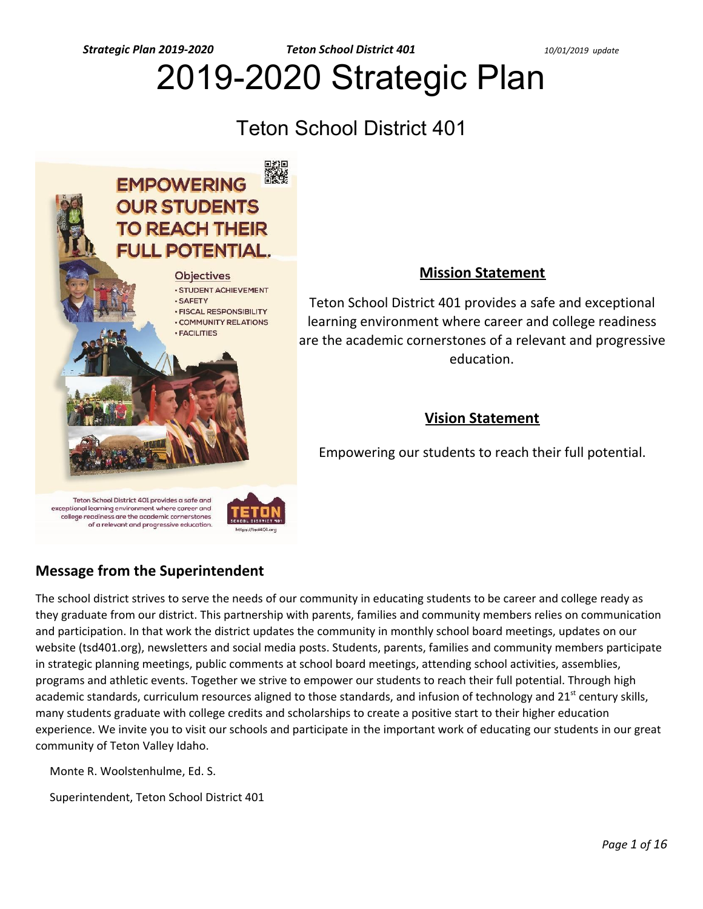# 2019-2020 Strategic Plan

## Teton School District 401

EMPOWERING OUR STUDENTS TO REACH THEIR FULL POTENTIAL.

Objectives
- STUDENT ACHIEVEMENT
- SAFETY
- FISCAL RESPONSIBILITY
- COMMUNITY RELATIONS
- FACILITIES

Teton School District 401 provides a safe and exceptional learning environment where career and college readiness are the academic cornerstones of a relevant and progressive education.

TETON SCHOOL DISTRICT 401
https://tsd401.org

### Mission Statement

Teton School District 401 provides a safe and exceptional learning environment where career and college readiness are the academic cornerstones of a relevant and progressive education.

### Vision Statement

Empowering our students to reach their full potential.

## Message from the Superintendent

The school district strives to serve the needs of our community in educating students to be career and college ready as they graduate from our district. This partnership with parents, families and community members relies on communication and participation. In that work the district updates the community in monthly school board meetings, updates on our website (tsd401.org), newsletters and social media posts. Students, parents, families and community members participate in strategic planning meetings, public comments at school board meetings, attending school activities, assemblies, programs and athletic events. Together we strive to empower our students to reach their full potential. Through high academic standards, curriculum resources aligned to those standards, and infusion of technology and 21st century skills, many students graduate with college credits and scholarships to create a positive start to their higher education experience. We invite you to visit our schools and participate in the important work of educating our students in our great community of Teton Valley Idaho.

Monte R. Woolstenhulme, Ed. S.

Superintendent, Teton School District 401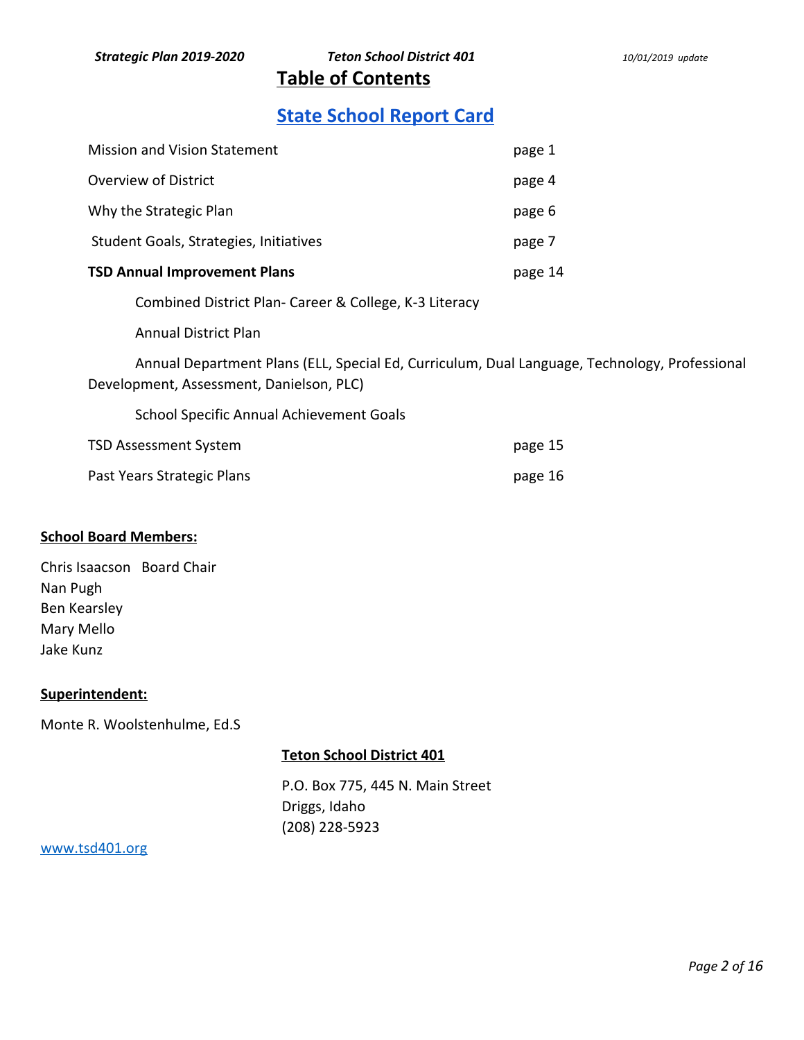# Table of Contents

## State School Report Card

| | |
|---|---|
| Mission and Vision Statement | page 1 |
| Overview of District | page 4 |
| Why the Strategic Plan | page 6 |
| Student Goals, Strategies, Initiatives | page 7 |
| **TSD Annual Improvement Plans** | page 14 |

Combined District Plan- Career & College, K-3 Literacy

Annual District Plan

Annual Department Plans (ELL, Special Ed, Curriculum, Dual Language, Technology, Professional Development, Assessment, Danielson, PLC)

School Specific Annual Achievement Goals

| | |
|---|---|
| TSD Assessment System | page 15 |
| Past Years Strategic Plans | page 16 |

**School Board Members:**

Chris Isaacson Board Chair
Nan Pugh
Ben Kearsley
Mary Mello
Jake Kunz

**Superintendent:**

Monte R. Woolstenhulme, Ed.S

**Teton School District 401**

P.O. Box 775, 445 N. Main Street
Driggs, Idaho
(208) 228-5923

www.tsd401.org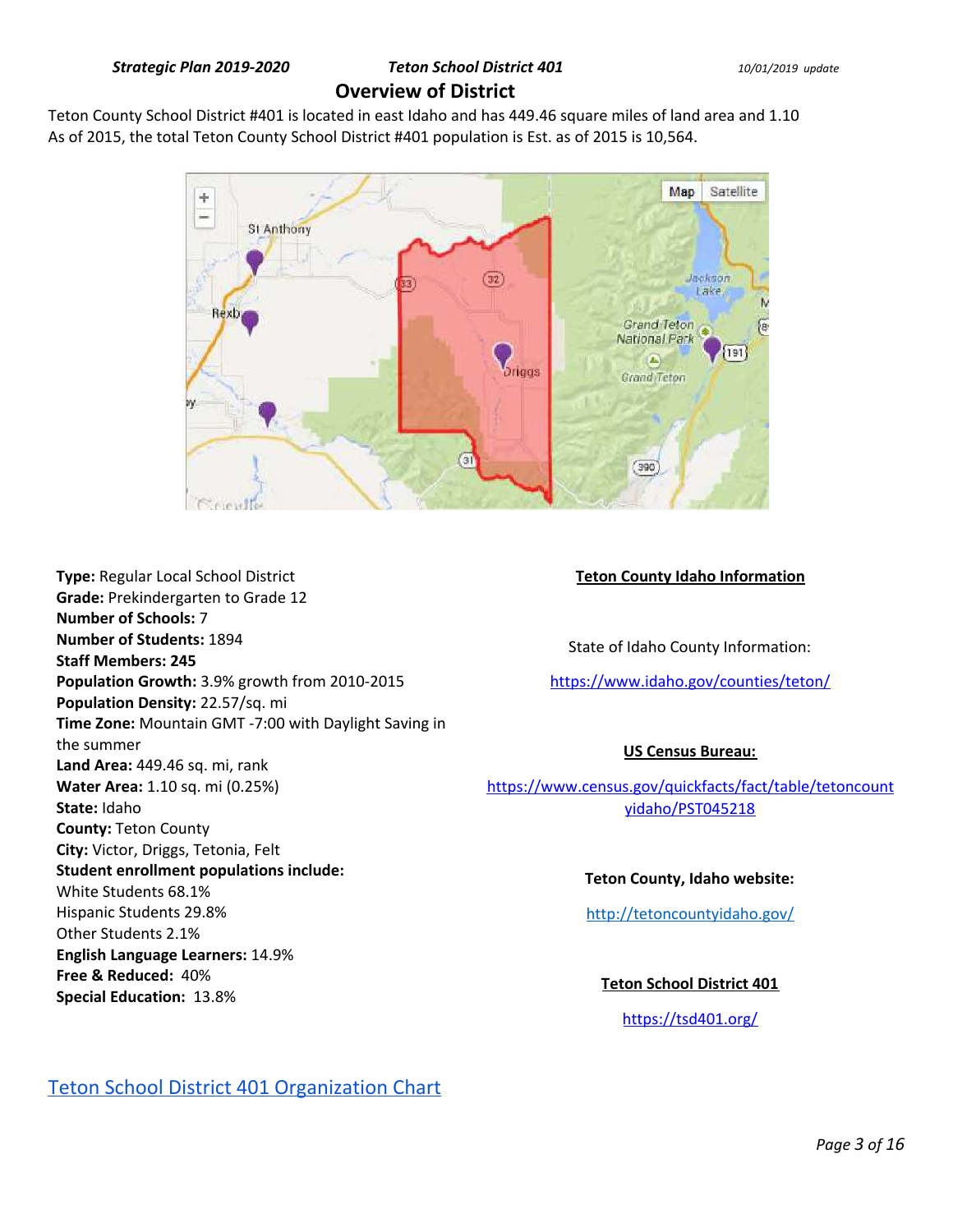*Strategic Plan 2019-2020* *Teton School District 401* *10/01/2019 update*

## Overview of District

Teton County School District #401 is located in east Idaho and has 449.46 square miles of land area and 1.10
As of 2015, the total Teton County School District #401 population is Est. as of 2015 is 10,564.

**Type:** Regular Local School District
**Grade:** Prekindergarten to Grade 12
**Number of Schools:** 7
**Number of Students:** 1894
**Staff Members: 245**
**Population Growth:** 3.9% growth from 2010-2015
**Population Density:** 22.57/sq. mi
**Time Zone:** Mountain GMT -7:00 with Daylight Saving in the summer
**Land Area:** 449.46 sq. mi, rank
**Water Area:** 1.10 sq. mi (0.25%)
**State:** Idaho
**County:** Teton County
**City:** Victor, Driggs, Tetonia, Felt
**Student enrollment populations include:**
White Students 68.1%
Hispanic Students 29.8%
Other Students 2.1%
**English Language Learners:** 14.9%
**Free & Reduced:** 40%
**Special Education:** 13.8%

**Teton County Idaho Information**

State of Idaho County Information:

https://www.idaho.gov/counties/teton/

**US Census Bureau:**

https://www.census.gov/quickfacts/fact/table/tetoncountyidaho/PST045218

**Teton County, Idaho website:**

http://tetoncountyidaho.gov/

**Teton School District 401**

https://tsd401.org/

Teton School District 401 Organization Chart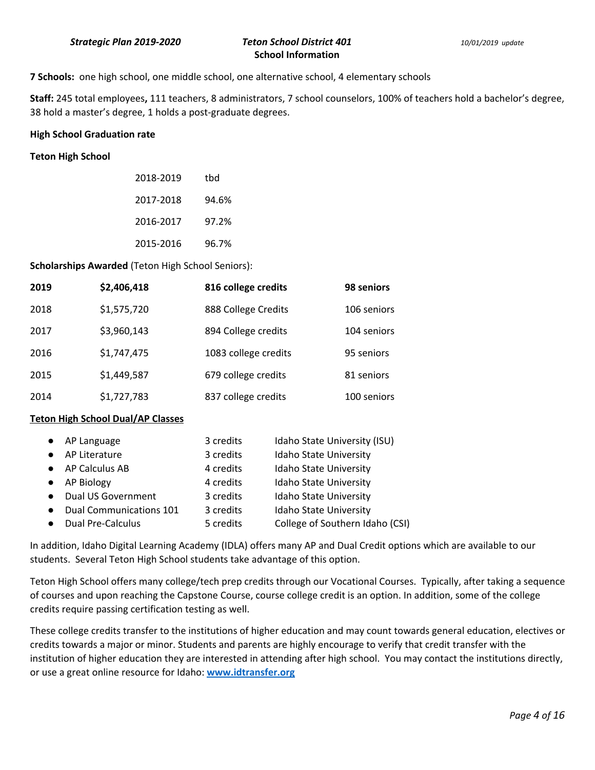## School Information

**7 Schools:** one high school, one middle school, one alternative school, 4 elementary schools

**Staff:** 245 total employees**,** 111 teachers, 8 administrators, 7 school counselors, 100% of teachers hold a bachelor's degree, 38 hold a master's degree, 1 holds a post-graduate degrees.

**High School Graduation rate**

**Teton High School**

| | |
|---|---|
| 2018-2019 | tbd |
| 2017-2018 | 94.6% |
| 2016-2017 | 97.2% |
| 2015-2016 | 96.7% |

**Scholarships Awarded** (Teton High School Seniors):

| **2019** | **$2,406,418** | **816 college credits** | **98 seniors** |
|---|---|---|---|
| 2018 | $1,575,720 | 888 College Credits | 106 seniors |
| 2017 | $3,960,143 | 894 College credits | 104 seniors |
| 2016 | $1,747,475 | 1083 college credits | 95 seniors |
| 2015 | $1,449,587 | 679 college credits | 81 seniors |
| 2014 | $1,727,783 | 837 college credits | 100 seniors |

**<u>Teton High School Dual/AP Classes</u>**

- AP Language — 3 credits — Idaho State University (ISU)
- AP Literature — 3 credits — Idaho State University
- AP Calculus AB — 4 credits — Idaho State University
- AP Biology — 4 credits — Idaho State University
- Dual US Government — 3 credits — Idaho State University
- Dual Communications 101 — 3 credits — Idaho State University
- Dual Pre-Calculus — 5 credits — College of Southern Idaho (CSI)

In addition, Idaho Digital Learning Academy (IDLA) offers many AP and Dual Credit options which are available to our students. Several Teton High School students take advantage of this option.

Teton High School offers many college/tech prep credits through our Vocational Courses. Typically, after taking a sequence of courses and upon reaching the Capstone Course, course college credit is an option. In addition, some of the college credits require passing certification testing as well.

These college credits transfer to the institutions of higher education and may count towards general education, electives or credits towards a major or minor. Students and parents are highly encourage to verify that credit transfer with the institution of higher education they are interested in attending after high school. You may contact the institutions directly, or use a great online resource for Idaho: **[www.idtransfer.org](http://www.idtransfer.org)**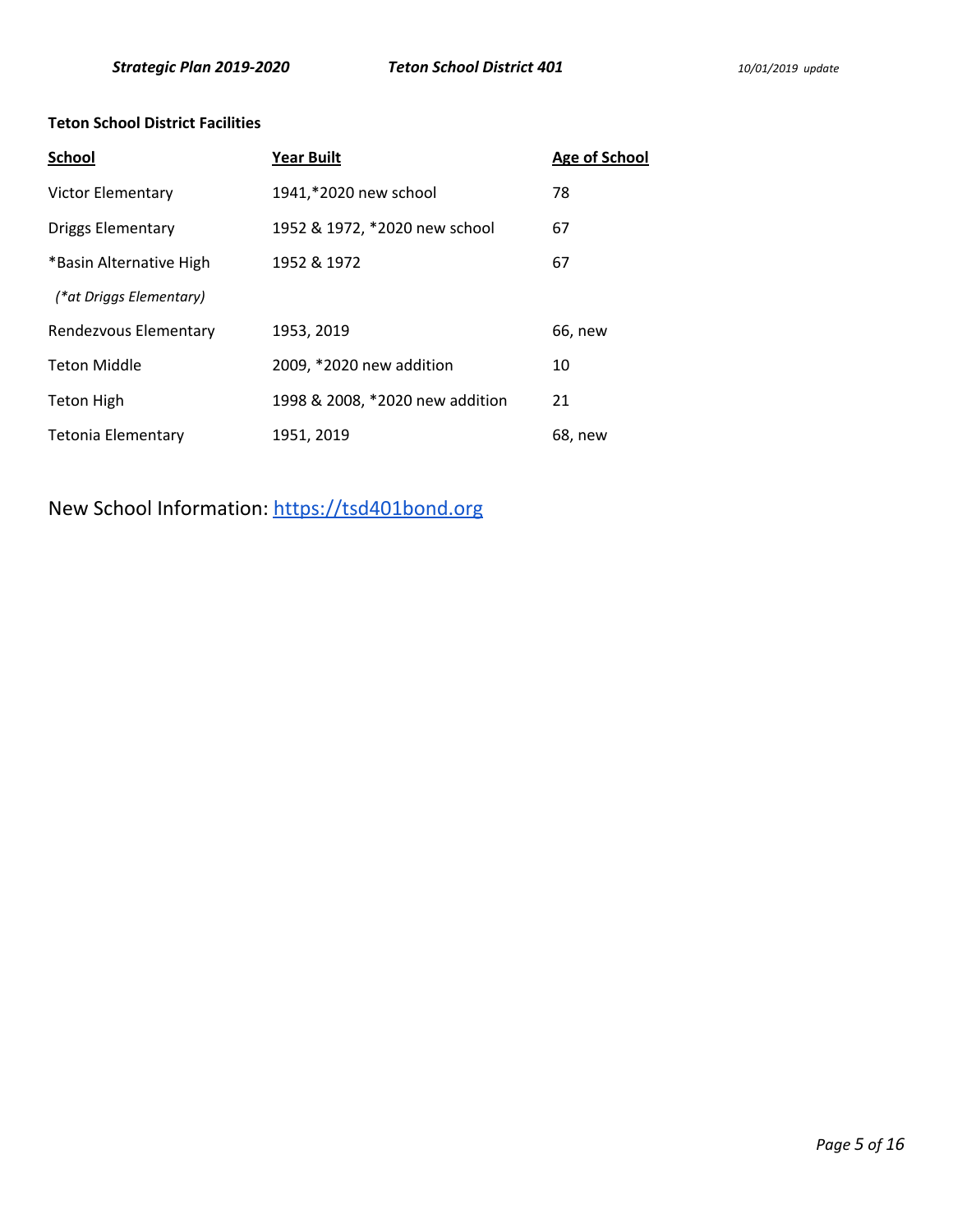**Teton School District Facilities**

| School | Year Built | Age of School |
| --- | --- | --- |
| Victor Elementary | 1941,*2020 new school | 78 |
| Driggs Elementary | 1952 & 1972, *2020 new school | 67 |
| *Basin Alternative High | 1952 & 1972 | 67 |
| *(*at Driggs Elementary)* | | |
| Rendezvous Elementary | 1953, 2019 | 66, new |
| Teton Middle | 2009, *2020 new addition | 10 |
| Teton High | 1998 & 2008, *2020 new addition | 21 |
| Tetonia Elementary | 1951, 2019 | 68, new |

New School Information: [https://tsd401bond.org](https://tsd401bond.org)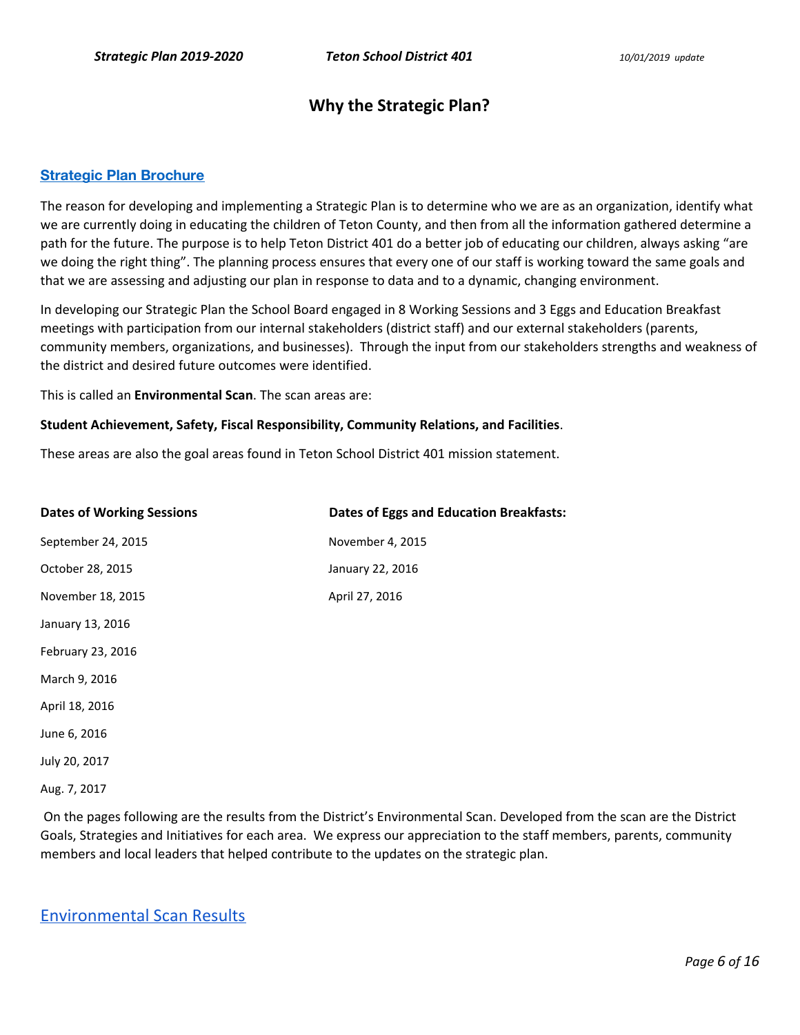# Why the Strategic Plan?

**Strategic Plan Brochure**

The reason for developing and implementing a Strategic Plan is to determine who we are as an organization, identify what we are currently doing in educating the children of Teton County, and then from all the information gathered determine a path for the future. The purpose is to help Teton District 401 do a better job of educating our children, always asking "are we doing the right thing". The planning process ensures that every one of our staff is working toward the same goals and that we are assessing and adjusting our plan in response to data and to a dynamic, changing environment.

In developing our Strategic Plan the School Board engaged in 8 Working Sessions and 3 Eggs and Education Breakfast meetings with participation from our internal stakeholders (district staff) and our external stakeholders (parents, community members, organizations, and businesses). Through the input from our stakeholders strengths and weakness of the district and desired future outcomes were identified.

This is called an **Environmental Scan**. The scan areas are:

**Student Achievement, Safety, Fiscal Responsibility, Community Relations, and Facilities**.

These areas are also the goal areas found in Teton School District 401 mission statement.

| Dates of Working Sessions | Dates of Eggs and Education Breakfasts: |
|---|---|
| September 24, 2015 | November 4, 2015 |
| October 28, 2015 | January 22, 2016 |
| November 18, 2015 | April 27, 2016 |
| January 13, 2016 | |
| February 23, 2016 | |
| March 9, 2016 | |
| April 18, 2016 | |
| June 6, 2016 | |
| July 20, 2017 | |
| Aug. 7, 2017 | |

On the pages following are the results from the District's Environmental Scan. Developed from the scan are the District Goals, Strategies and Initiatives for each area. We express our appreciation to the staff members, parents, community members and local leaders that helped contribute to the updates on the strategic plan.

Environmental Scan Results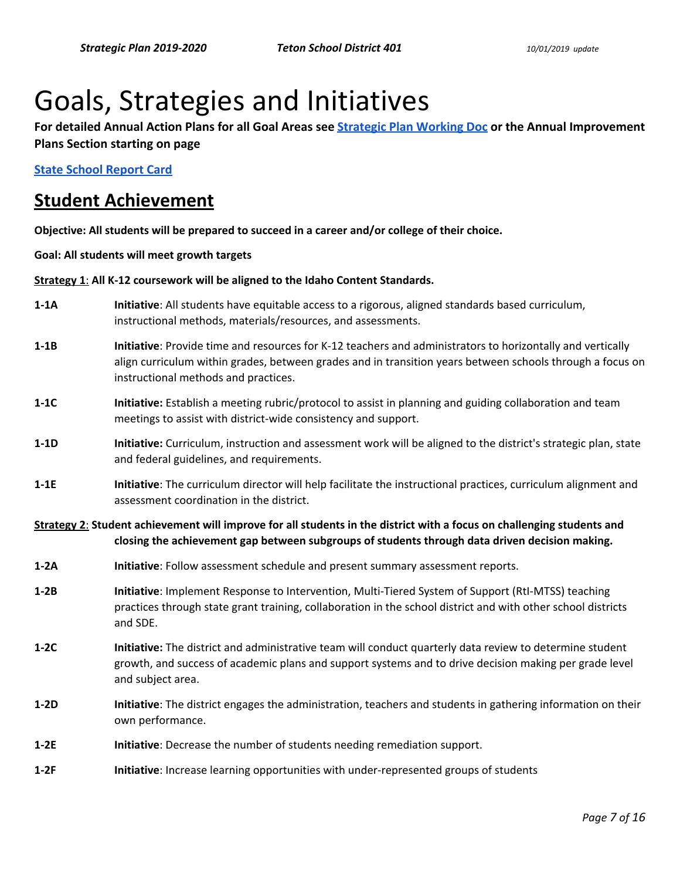# Goals, Strategies and Initiatives

**For detailed Annual Action Plans for all Goal Areas see [Strategic Plan Working Doc] or the Annual Improvement Plans Section starting on page**

**[State School Report Card]**

## Student Achievement

**Objective: All students will be prepared to succeed in a career and/or college of their choice.**

**Goal: All students will meet growth targets**

**Strategy 1: All K-12 coursework will be aligned to the Idaho Content Standards.**

**1-1A** **Initiative**: All students have equitable access to a rigorous, aligned standards based curriculum, instructional methods, materials/resources, and assessments.

**1-1B** **Initiative**: Provide time and resources for K-12 teachers and administrators to horizontally and vertically align curriculum within grades, between grades and in transition years between schools through a focus on instructional methods and practices.

**1-1C** **Initiative:** Establish a meeting rubric/protocol to assist in planning and guiding collaboration and team meetings to assist with district-wide consistency and support.

**1-1D** **Initiative:** Curriculum, instruction and assessment work will be aligned to the district's strategic plan, state and federal guidelines, and requirements.

**1-1E** **Initiative**: The curriculum director will help facilitate the instructional practices, curriculum alignment and assessment coordination in the district.

**Strategy 2: Student achievement will improve for all students in the district with a focus on challenging students and closing the achievement gap between subgroups of students through data driven decision making.**

**1-2A** **Initiative**: Follow assessment schedule and present summary assessment reports.

**1-2B** **Initiative**: Implement Response to Intervention, Multi-Tiered System of Support (RtI-MTSS) teaching practices through state grant training, collaboration in the school district and with other school districts and SDE.

**1-2C** **Initiative:** The district and administrative team will conduct quarterly data review to determine student growth, and success of academic plans and support systems and to drive decision making per grade level and subject area.

**1-2D** **Initiative**: The district engages the administration, teachers and students in gathering information on their own performance.

**1-2E** **Initiative**: Decrease the number of students needing remediation support.

**1-2F** **Initiative**: Increase learning opportunities with under-represented groups of students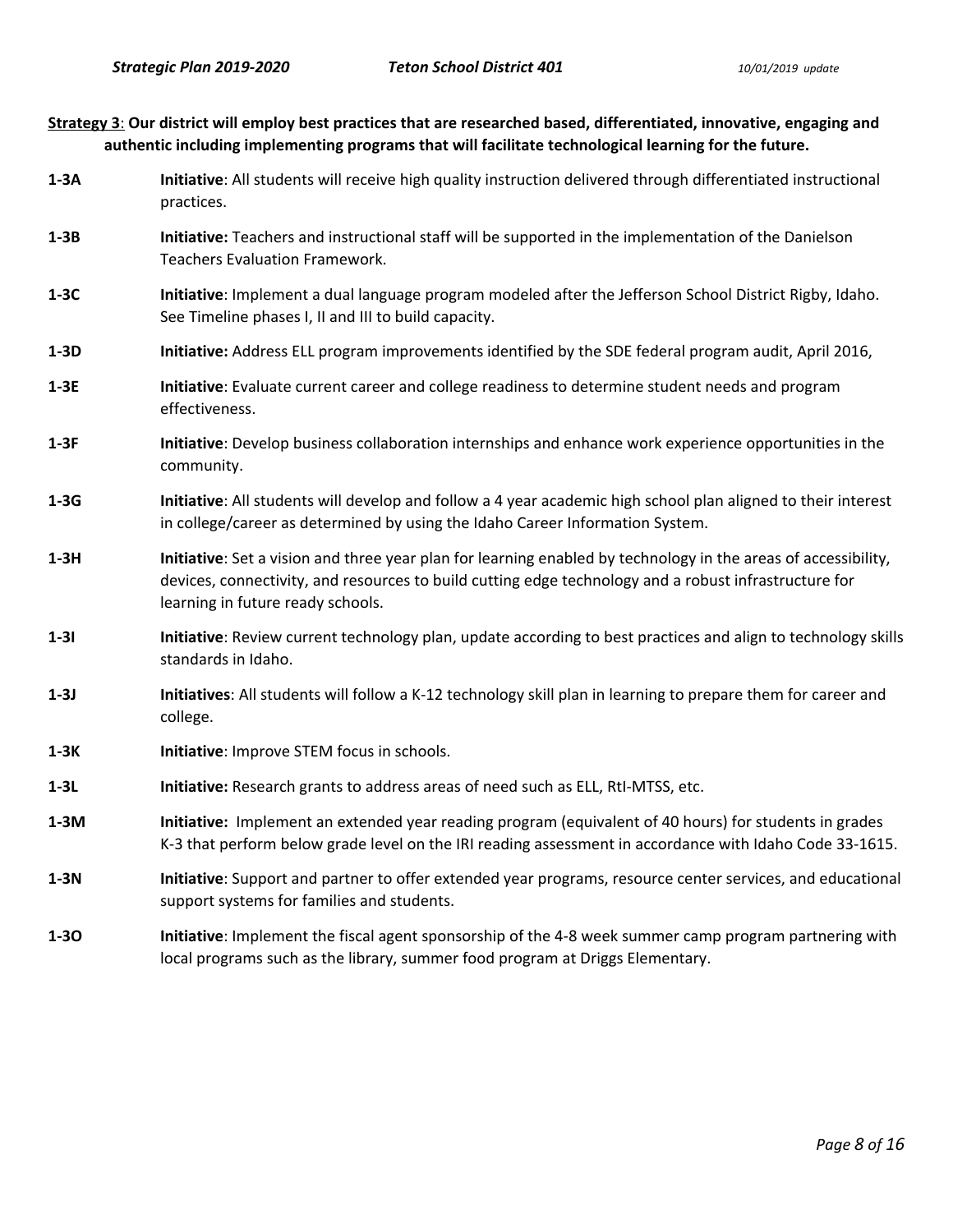**<u>Strategy 3</u>: Our district will employ best practices that are researched based, differentiated, innovative, engaging and authentic including implementing programs that will facilitate technological learning for the future.**

**1-3A** **Initiative**: All students will receive high quality instruction delivered through differentiated instructional practices.

**1-3B** **Initiative:** Teachers and instructional staff will be supported in the implementation of the Danielson Teachers Evaluation Framework.

**1-3C** **Initiative**: Implement a dual language program modeled after the Jefferson School District Rigby, Idaho. See Timeline phases I, II and III to build capacity.

**1-3D** **Initiative:** Address ELL program improvements identified by the SDE federal program audit, April 2016,

**1-3E** **Initiative**: Evaluate current career and college readiness to determine student needs and program effectiveness.

**1-3F** **Initiative**: Develop business collaboration internships and enhance work experience opportunities in the community.

**1-3G** **Initiative**: All students will develop and follow a 4 year academic high school plan aligned to their interest in college/career as determined by using the Idaho Career Information System.

**1-3H** **Initiative**: Set a vision and three year plan for learning enabled by technology in the areas of accessibility, devices, connectivity, and resources to build cutting edge technology and a robust infrastructure for learning in future ready schools.

**1-3I** **Initiative**: Review current technology plan, update according to best practices and align to technology skills standards in Idaho.

**1-3J** **Initiatives**: All students will follow a K-12 technology skill plan in learning to prepare them for career and college.

**1-3K** **Initiative**: Improve STEM focus in schools.

**1-3L** **Initiative:** Research grants to address areas of need such as ELL, RtI-MTSS, etc.

**1-3M** **Initiative:** Implement an extended year reading program (equivalent of 40 hours) for students in grades K-3 that perform below grade level on the IRI reading assessment in accordance with Idaho Code 33-1615.

**1-3N** **Initiative**: Support and partner to offer extended year programs, resource center services, and educational support systems for families and students.

**1-3O** **Initiative**: Implement the fiscal agent sponsorship of the 4-8 week summer camp program partnering with local programs such as the library, summer food program at Driggs Elementary.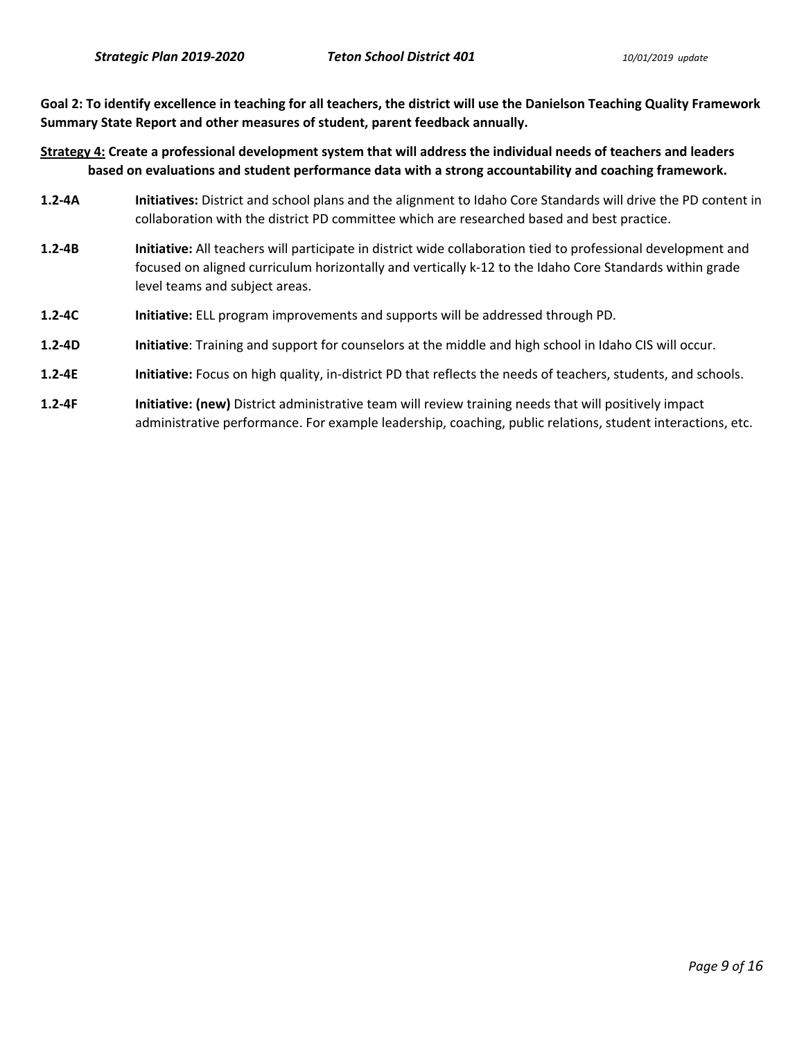**Goal 2: To identify excellence in teaching for all teachers, the district will use the Danielson Teaching Quality Framework Summary State Report and other measures of student, parent feedback annually.**

**Strategy 4: Create a professional development system that will address the individual needs of teachers and leaders based on evaluations and student performance data with a strong accountability and coaching framework.**

**1.2-4A** **Initiatives:** District and school plans and the alignment to Idaho Core Standards will drive the PD content in collaboration with the district PD committee which are researched based and best practice.

**1.2-4B** **Initiative:** All teachers will participate in district wide collaboration tied to professional development and focused on aligned curriculum horizontally and vertically k-12 to the Idaho Core Standards within grade level teams and subject areas.

**1.2-4C** **Initiative:** ELL program improvements and supports will be addressed through PD.

**1.2-4D** **Initiative**: Training and support for counselors at the middle and high school in Idaho CIS will occur.

**1.2-4E** **Initiative:** Focus on high quality, in-district PD that reflects the needs of teachers, students, and schools.

**1.2-4F** **Initiative: (new)** District administrative team will review training needs that will positively impact administrative performance. For example leadership, coaching, public relations, student interactions, etc.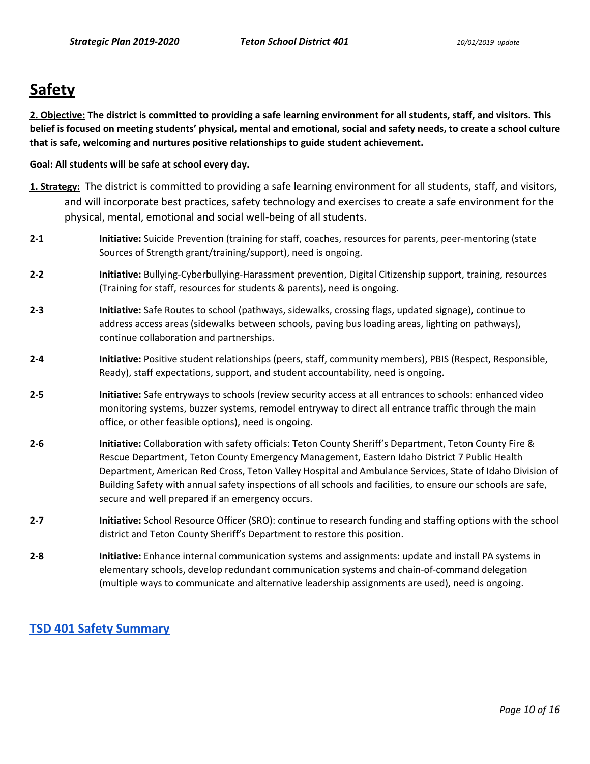# Safety

**2. Objective: The district is committed to providing a safe learning environment for all students, staff, and visitors. This belief is focused on meeting students' physical, mental and emotional, social and safety needs, to create a school culture that is safe, welcoming and nurtures positive relationships to guide student achievement.**

**Goal: All students will be safe at school every day.**

**1. Strategy:** The district is committed to providing a safe learning environment for all students, staff, and visitors, and will incorporate best practices, safety technology and exercises to create a safe environment for the physical, mental, emotional and social well-being of all students.

**2-1** **Initiative:** Suicide Prevention (training for staff, coaches, resources for parents, peer-mentoring (state Sources of Strength grant/training/support), need is ongoing.

**2-2** **Initiative:** Bullying-Cyberbullying-Harassment prevention, Digital Citizenship support, training, resources (Training for staff, resources for students & parents), need is ongoing.

**2-3** **Initiative:** Safe Routes to school (pathways, sidewalks, crossing flags, updated signage), continue to address access areas (sidewalks between schools, paving bus loading areas, lighting on pathways), continue collaboration and partnerships.

**2-4** **Initiative:** Positive student relationships (peers, staff, community members), PBIS (Respect, Responsible, Ready), staff expectations, support, and student accountability, need is ongoing.

**2-5** **Initiative:** Safe entryways to schools (review security access at all entrances to schools: enhanced video monitoring systems, buzzer systems, remodel entryway to direct all entrance traffic through the main office, or other feasible options), need is ongoing.

**2-6** **Initiative:** Collaboration with safety officials: Teton County Sheriff's Department, Teton County Fire & Rescue Department, Teton County Emergency Management, Eastern Idaho District 7 Public Health Department, American Red Cross, Teton Valley Hospital and Ambulance Services, State of Idaho Division of Building Safety with annual safety inspections of all schools and facilities, to ensure our schools are safe, secure and well prepared if an emergency occurs.

**2-7** **Initiative:** School Resource Officer (SRO): continue to research funding and staffing options with the school district and Teton County Sheriff's Department to restore this position.

**2-8** **Initiative:** Enhance internal communication systems and assignments: update and install PA systems in elementary schools, develop redundant communication systems and chain-of-command delegation (multiple ways to communicate and alternative leadership assignments are used), need is ongoing.

**TSD 401 Safety Summary**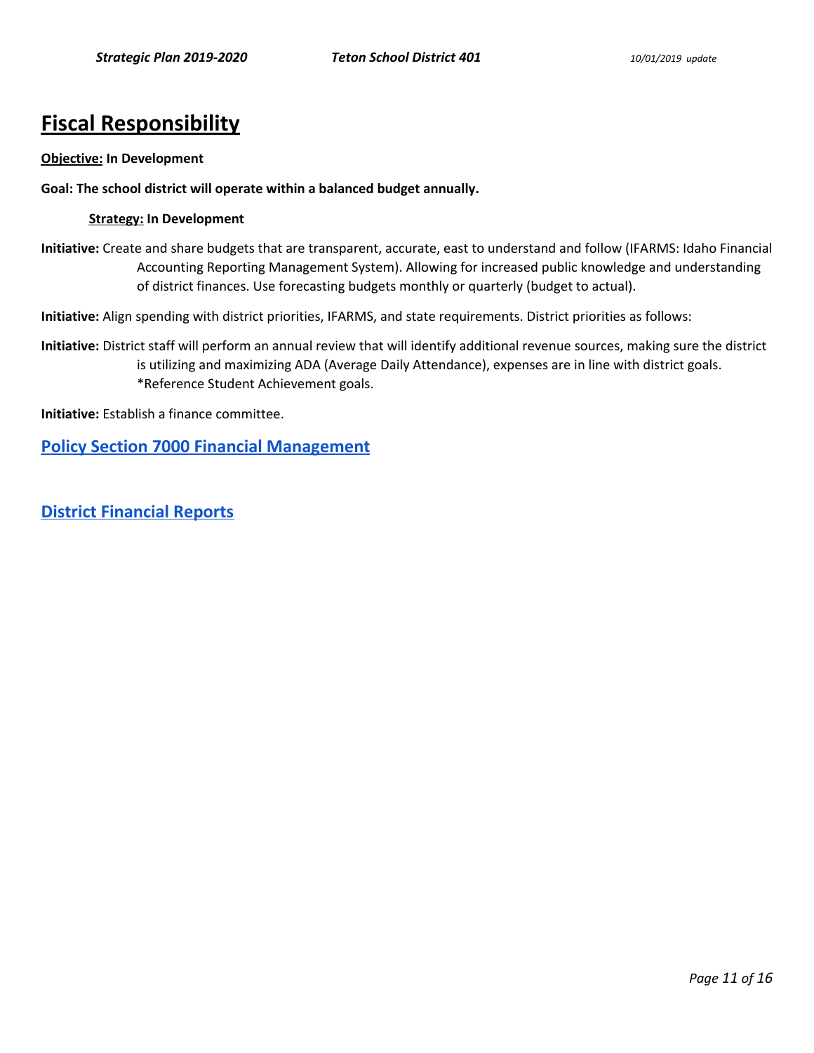# Fiscal Responsibility

**Objective: In Development**

**Goal: The school district will operate within a balanced budget annually.**

**Strategy: In Development**

**Initiative:** Create and share budgets that are transparent, accurate, east to understand and follow (IFARMS: Idaho Financial Accounting Reporting Management System). Allowing for increased public knowledge and understanding of district finances. Use forecasting budgets monthly or quarterly (budget to actual).

**Initiative:** Align spending with district priorities, IFARMS, and state requirements. District priorities as follows:

**Initiative:** District staff will perform an annual review that will identify additional revenue sources, making sure the district is utilizing and maximizing ADA (Average Daily Attendance), expenses are in line with district goals. *Reference Student Achievement goals.

**Initiative:** Establish a finance committee.

## Policy Section 7000 Financial Management

## District Financial Reports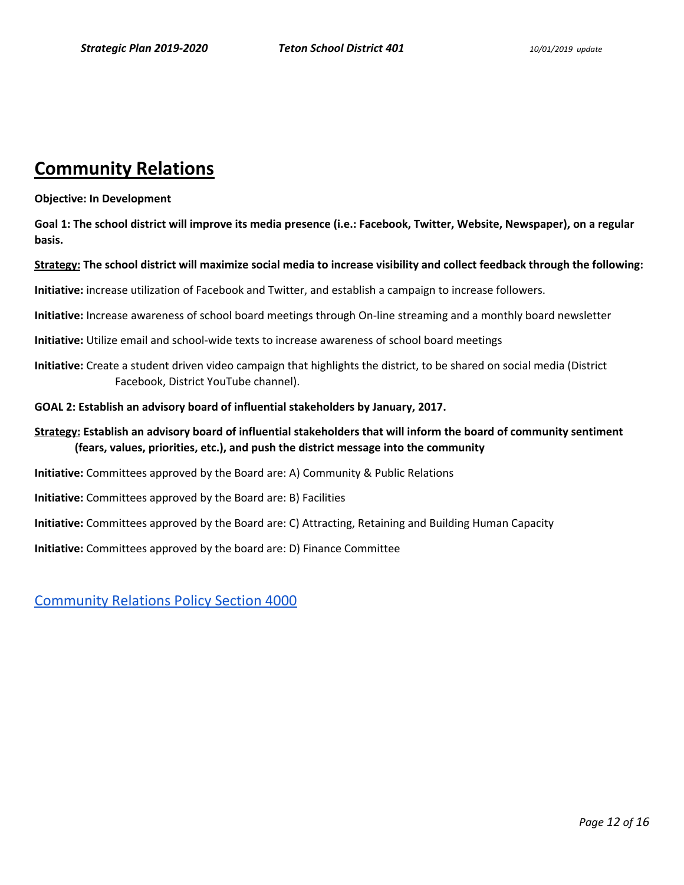# <u>Community Relations</u>

**Objective: In Development**

**Goal 1: The school district will improve its media presence (i.e.: Facebook, Twitter, Website, Newspaper), on a regular basis.**

**<u>Strategy:</u> The school district will maximize social media to increase visibility and collect feedback through the following:**

**Initiative:** increase utilization of Facebook and Twitter, and establish a campaign to increase followers.

**Initiative:** Increase awareness of school board meetings through On-line streaming and a monthly board newsletter

**Initiative:** Utilize email and school-wide texts to increase awareness of school board meetings

**Initiative:** Create a student driven video campaign that highlights the district, to be shared on social media (District Facebook, District YouTube channel).

**GOAL 2: Establish an advisory board of influential stakeholders by January, 2017.**

**<u>Strategy:</u> Establish an advisory board of influential stakeholders that will inform the board of community sentiment (fears, values, priorities, etc.), and push the district message into the community**

**Initiative:** Committees approved by the Board are: A) Community & Public Relations

**Initiative:** Committees approved by the Board are: B) Facilities

**Initiative:** Committees approved by the Board are: C) Attracting, Retaining and Building Human Capacity

**Initiative:** Committees approved by the board are: D) Finance Committee

<u>Community Relations Policy Section 4000</u>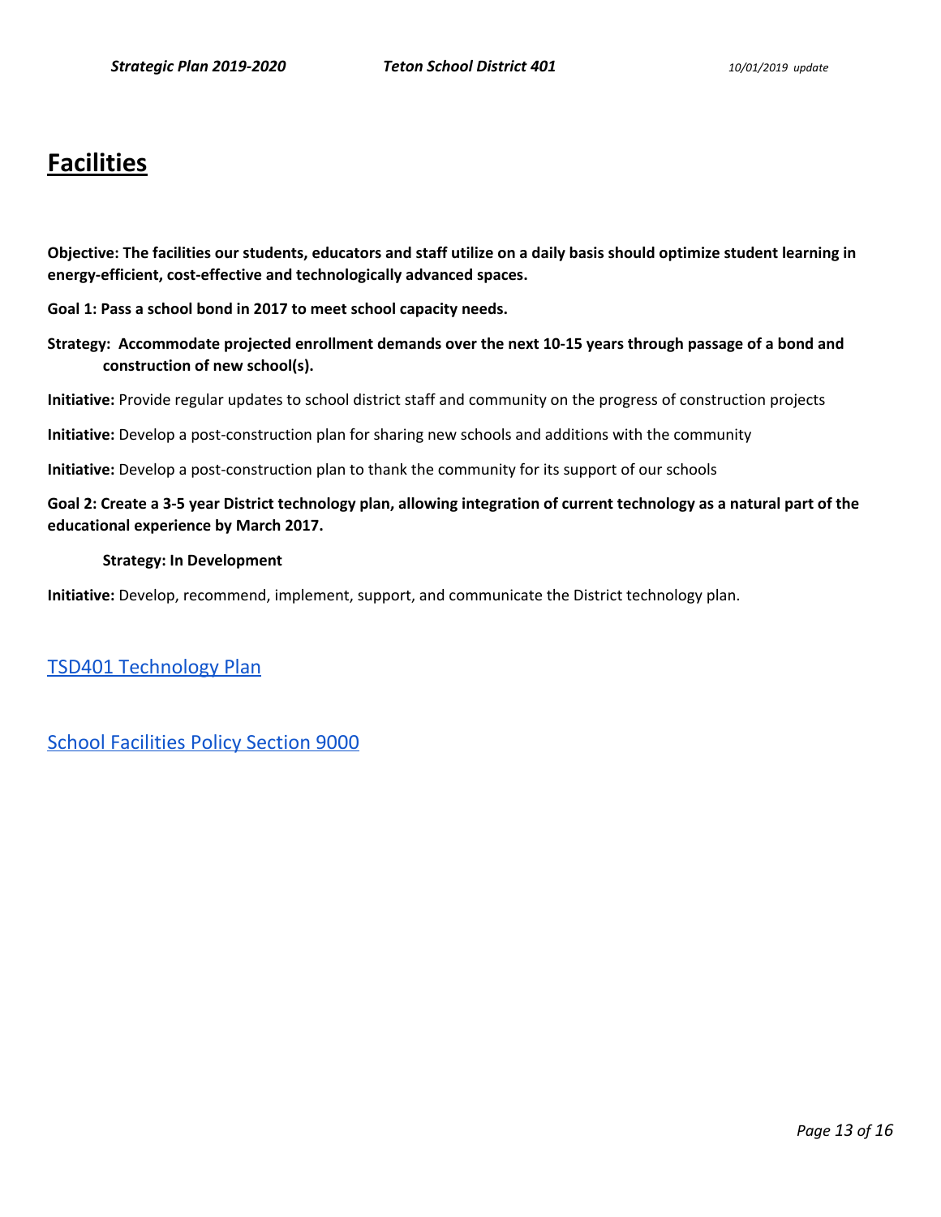# Facilities

**Objective: The facilities our students, educators and staff utilize on a daily basis should optimize student learning in energy-efficient, cost-effective and technologically advanced spaces.**

**Goal 1: Pass a school bond in 2017 to meet school capacity needs.**

**Strategy: Accommodate projected enrollment demands over the next 10-15 years through passage of a bond and construction of new school(s).**

**Initiative:** Provide regular updates to school district staff and community on the progress of construction projects

**Initiative:** Develop a post-construction plan for sharing new schools and additions with the community

**Initiative:** Develop a post-construction plan to thank the community for its support of our schools

**Goal 2: Create a 3-5 year District technology plan, allowing integration of current technology as a natural part of the educational experience by March 2017.**

**Strategy: In Development**

**Initiative:** Develop, recommend, implement, support, and communicate the District technology plan.

TSD401 Technology Plan

School Facilities Policy Section 9000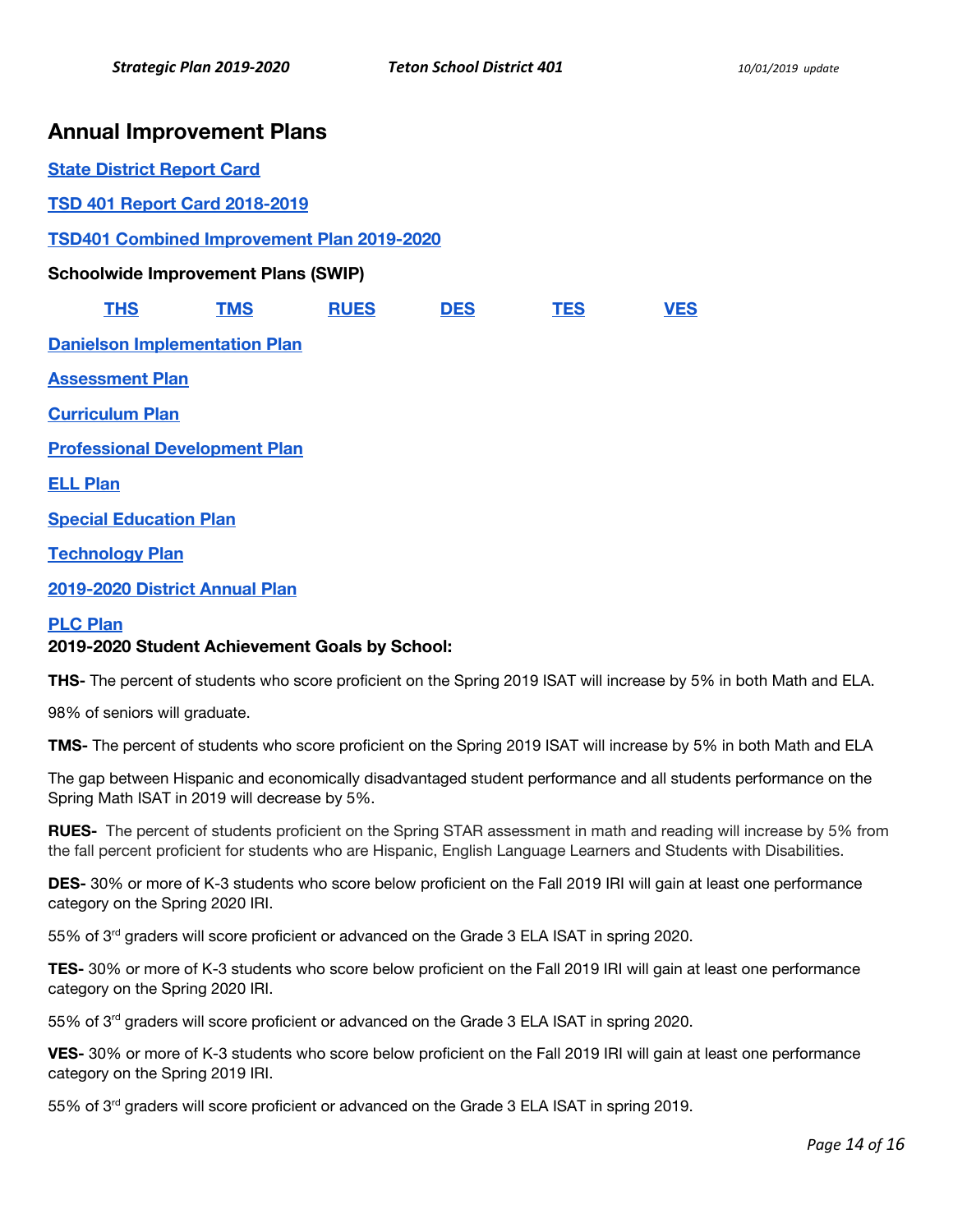## Annual Improvement Plans

**State District Report Card**

**TSD 401 Report Card 2018-2019**

**TSD401 Combined Improvement Plan 2019-2020**

**Schoolwide Improvement Plans (SWIP)**

**THS** **TMS** **RUES** **DES** **TES** **VES**

**Danielson Implementation Plan**

**Assessment Plan**

**Curriculum Plan**

**Professional Development Plan**

**ELL Plan**

**Special Education Plan**

**Technology Plan**

**2019-2020 District Annual Plan**

**PLC Plan**

**2019-2020 Student Achievement Goals by School:**

**THS-** The percent of students who score proficient on the Spring 2019 ISAT will increase by 5% in both Math and ELA.

98% of seniors will graduate.

**TMS-** The percent of students who score proficient on the Spring 2019 ISAT will increase by 5% in both Math and ELA

The gap between Hispanic and economically disadvantaged student performance and all students performance on the Spring Math ISAT in 2019 will decrease by 5%.

**RUES-** The percent of students proficient on the Spring STAR assessment in math and reading will increase by 5% from the fall percent proficient for students who are Hispanic, English Language Learners and Students with Disabilities.

**DES-** 30% or more of K-3 students who score below proficient on the Fall 2019 IRI will gain at least one performance category on the Spring 2020 IRI.

55% of 3rd graders will score proficient or advanced on the Grade 3 ELA ISAT in spring 2020.

**TES-** 30% or more of K-3 students who score below proficient on the Fall 2019 IRI will gain at least one performance category on the Spring 2020 IRI.

55% of 3rd graders will score proficient or advanced on the Grade 3 ELA ISAT in spring 2020.

**VES-** 30% or more of K-3 students who score below proficient on the Fall 2019 IRI will gain at least one performance category on the Spring 2019 IRI.

55% of 3rd graders will score proficient or advanced on the Grade 3 ELA ISAT in spring 2019.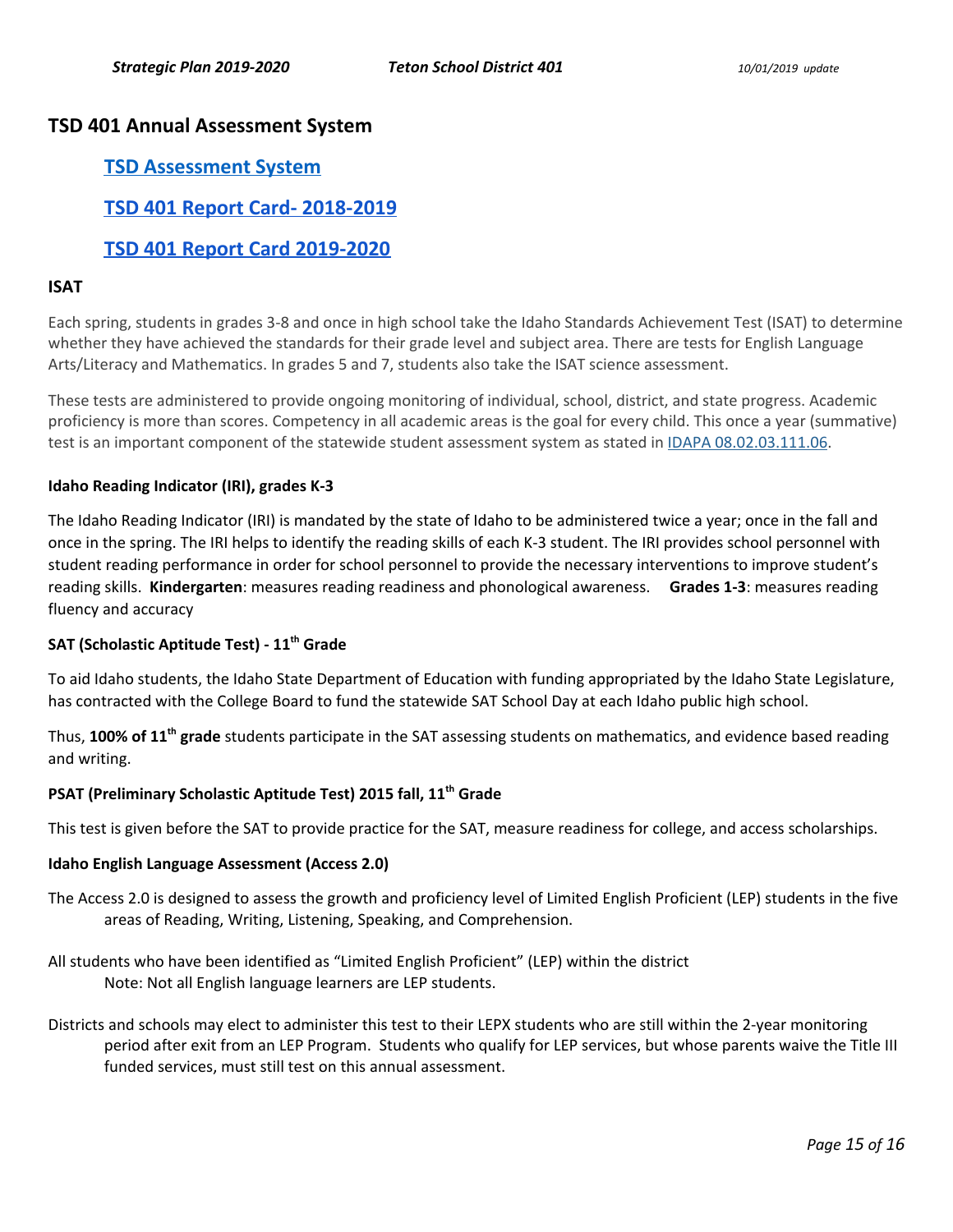## TSD 401 Annual Assessment System

### [TSD Assessment System]

### [TSD 401 Report Card- 2018-2019]

### [TSD 401 Report Card 2019-2020]

### ISAT

Each spring, students in grades 3-8 and once in high school take the Idaho Standards Achievement Test (ISAT) to determine whether they have achieved the standards for their grade level and subject area. There are tests for English Language Arts/Literacy and Mathematics. In grades 5 and 7, students also take the ISAT science assessment.

These tests are administered to provide ongoing monitoring of individual, school, district, and state progress. Academic proficiency is more than scores. Competency in all academic areas is the goal for every child. This once a year (summative) test is an important component of the statewide student assessment system as stated in IDAPA 08.02.03.111.06.

#### Idaho Reading Indicator (IRI), grades K-3

The Idaho Reading Indicator (IRI) is mandated by the state of Idaho to be administered twice a year; once in the fall and once in the spring. The IRI helps to identify the reading skills of each K-3 student. The IRI provides school personnel with student reading performance in order for school personnel to provide the necessary interventions to improve student's reading skills. **Kindergarten**: measures reading readiness and phonological awareness. **Grades 1-3**: measures reading fluency and accuracy

#### SAT (Scholastic Aptitude Test) - 11th Grade

To aid Idaho students, the Idaho State Department of Education with funding appropriated by the Idaho State Legislature, has contracted with the College Board to fund the statewide SAT School Day at each Idaho public high school.

Thus, **100% of 11th grade** students participate in the SAT assessing students on mathematics, and evidence based reading and writing.

#### PSAT (Preliminary Scholastic Aptitude Test) 2015 fall, 11th Grade

This test is given before the SAT to provide practice for the SAT, measure readiness for college, and access scholarships.

#### Idaho English Language Assessment (Access 2.0)

The Access 2.0 is designed to assess the growth and proficiency level of Limited English Proficient (LEP) students in the five areas of Reading, Writing, Listening, Speaking, and Comprehension.

All students who have been identified as "Limited English Proficient" (LEP) within the district
Note: Not all English language learners are LEP students.

Districts and schools may elect to administer this test to their LEPX students who are still within the 2-year monitoring period after exit from an LEP Program. Students who qualify for LEP services, but whose parents waive the Title III funded services, must still test on this annual assessment.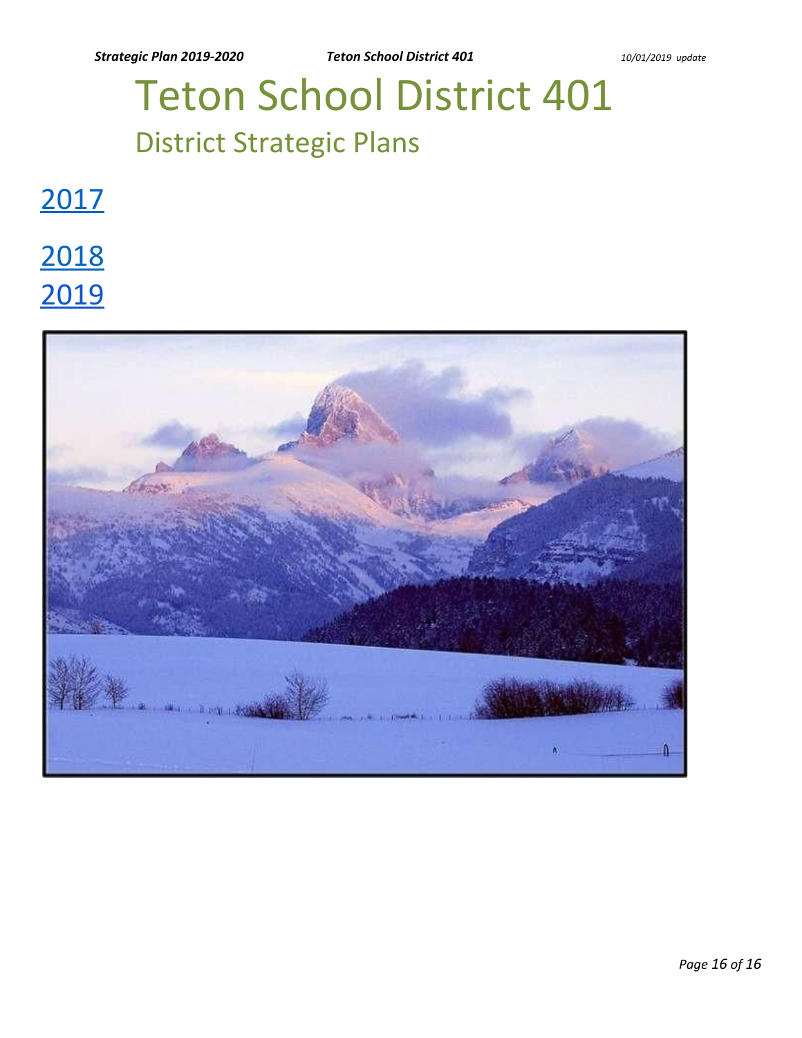# Teton School District 401

## District Strategic Plans

2017

2018

2019